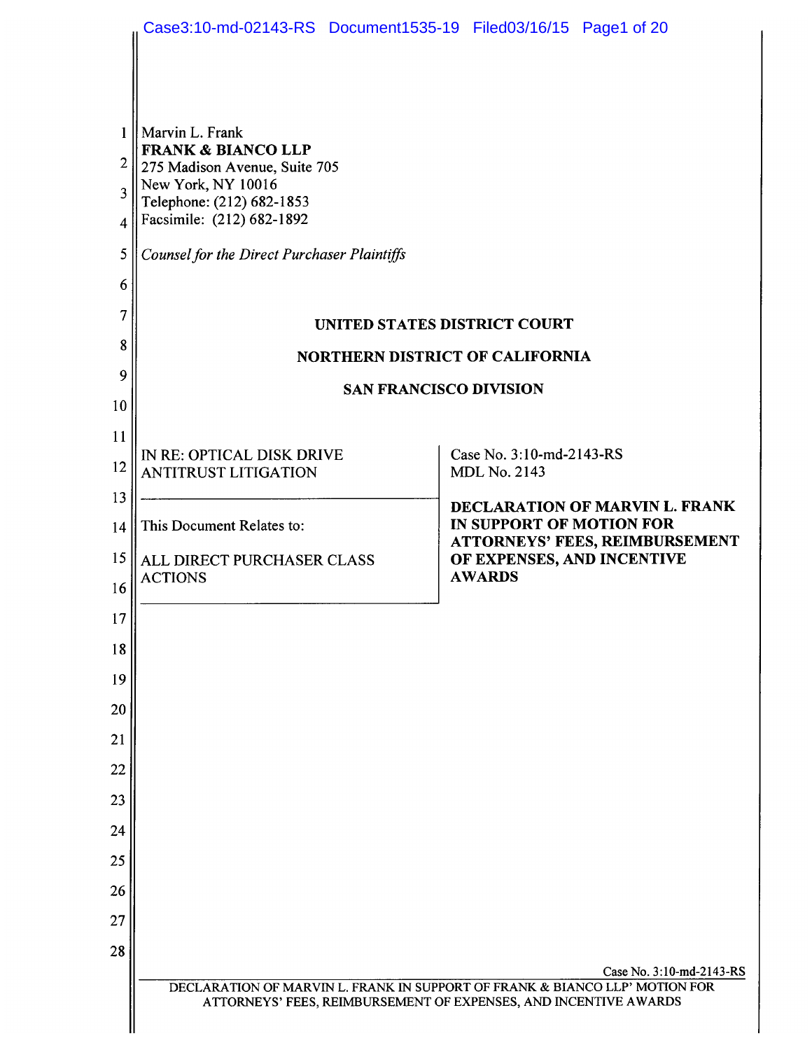Marvin L. Frank
**FRANK & BIANCO LLP**
275 Madison Avenue, Suite 705
New York, NY 10016
Telephone: (212) 682-1853
Facsimile: (212) 682-1892

*Counsel for the Direct Purchaser Plaintiffs*

**UNITED STATES DISTRICT COURT**

**NORTHERN DISTRICT OF CALIFORNIA**

**SAN FRANCISCO DIVISION**

| | |
|---|---|
| IN RE: OPTICAL DISK DRIVE ANTITRUST LITIGATION | Case No. 3:10-md-2143-RS<br>MDL No. 2143 |
| This Document Relates to:<br><br>ALL DIRECT PURCHASER CLASS ACTIONS | **DECLARATION OF MARVIN L. FRANK IN SUPPORT OF MOTION FOR ATTORNEYS' FEES, REIMBURSEMENT OF EXPENSES, AND INCENTIVE AWARDS** |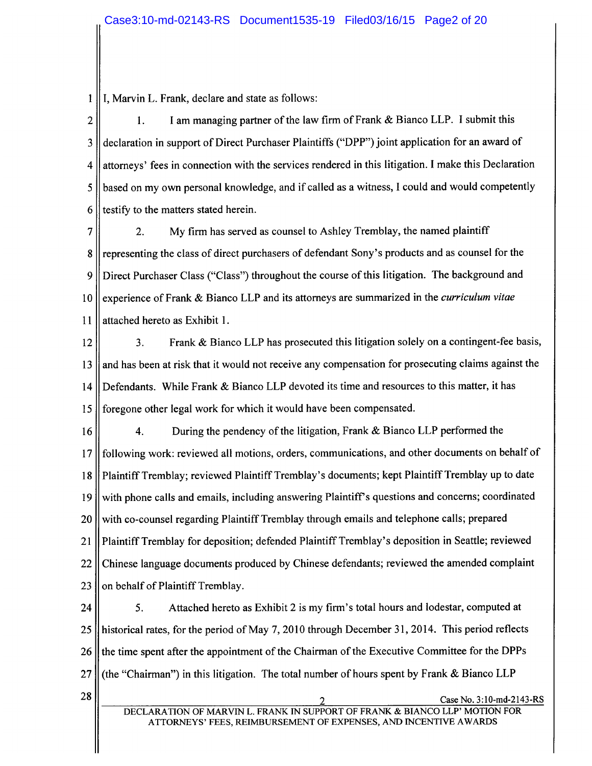I, Marvin L. Frank, declare and state as follows:

1. I am managing partner of the law firm of Frank & Bianco LLP. I submit this declaration in support of Direct Purchaser Plaintiffs ("DPP") joint application for an award of attorneys' fees in connection with the services rendered in this litigation. I make this Declaration based on my own personal knowledge, and if called as a witness, I could and would competently testify to the matters stated herein.

2. My firm has served as counsel to Ashley Tremblay, the named plaintiff representing the class of direct purchasers of defendant Sony's products and as counsel for the Direct Purchaser Class ("Class") throughout the course of this litigation. The background and experience of Frank & Bianco LLP and its attorneys are summarized in the *curriculum vitae* attached hereto as Exhibit 1.

3. Frank & Bianco LLP has prosecuted this litigation solely on a contingent-fee basis, and has been at risk that it would not receive any compensation for prosecuting claims against the Defendants. While Frank & Bianco LLP devoted its time and resources to this matter, it has foregone other legal work for which it would have been compensated.

4. During the pendency of the litigation, Frank & Bianco LLP performed the following work: reviewed all motions, orders, communications, and other documents on behalf of Plaintiff Tremblay; reviewed Plaintiff Tremblay's documents; kept Plaintiff Tremblay up to date with phone calls and emails, including answering Plaintiff's questions and concerns; coordinated with co-counsel regarding Plaintiff Tremblay through emails and telephone calls; prepared Plaintiff Tremblay for deposition; defended Plaintiff Tremblay's deposition in Seattle; reviewed Chinese language documents produced by Chinese defendants; reviewed the amended complaint on behalf of Plaintiff Tremblay.

5. Attached hereto as Exhibit 2 is my firm's total hours and lodestar, computed at historical rates, for the period of May 7, 2010 through December 31, 2014. This period reflects the time spent after the appointment of the Chairman of the Executive Committee for the DPPs (the "Chairman") in this litigation. The total number of hours spent by Frank & Bianco LLP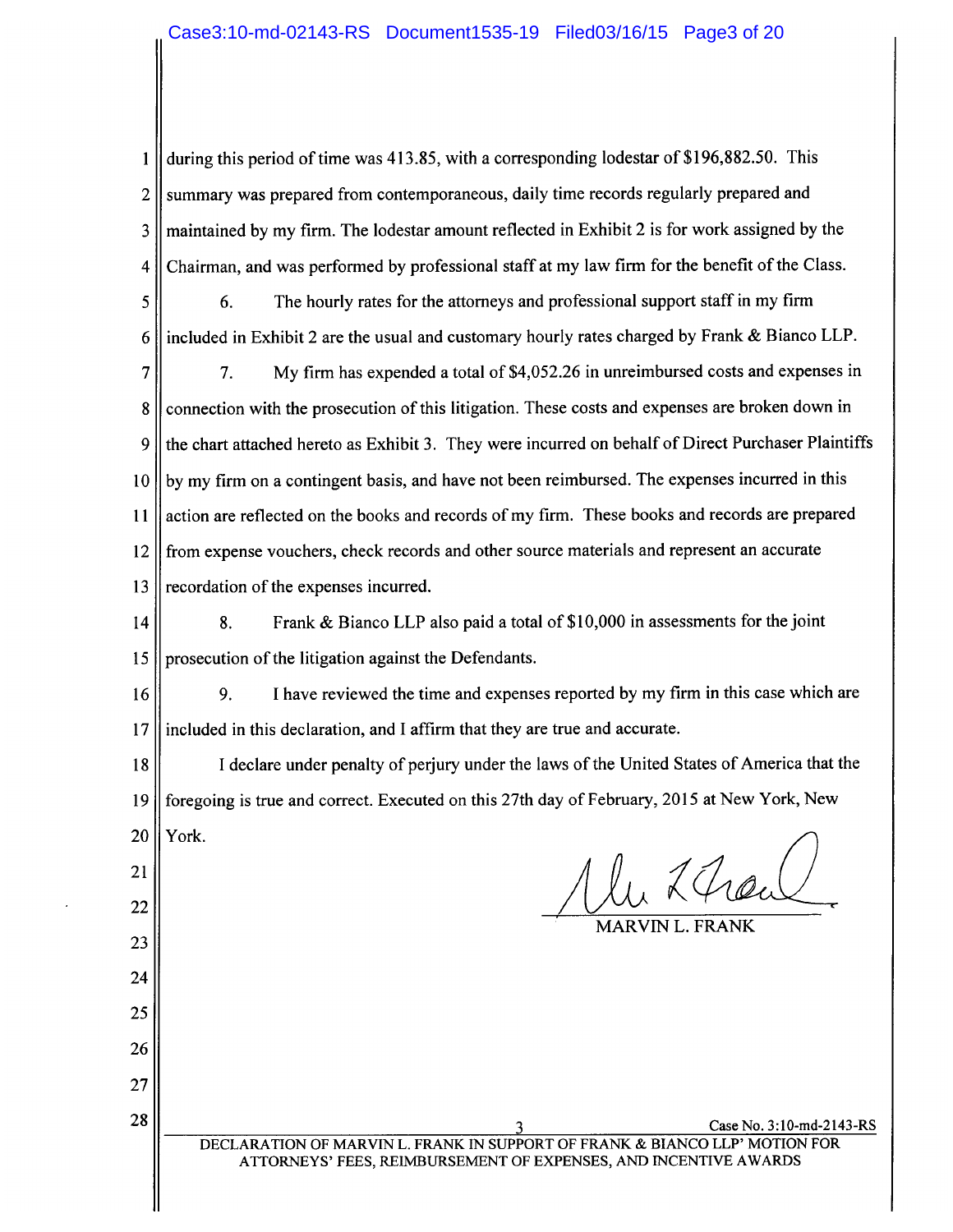during this period of time was 413.85, with a corresponding lodestar of $196,882.50. This summary was prepared from contemporaneous, daily time records regularly prepared and maintained by my firm. The lodestar amount reflected in Exhibit 2 is for work assigned by the Chairman, and was performed by professional staff at my law firm for the benefit of the Class.

6. The hourly rates for the attorneys and professional support staff in my firm included in Exhibit 2 are the usual and customary hourly rates charged by Frank & Bianco LLP.

7. My firm has expended a total of $4,052.26 in unreimbursed costs and expenses in connection with the prosecution of this litigation. These costs and expenses are broken down in the chart attached hereto as Exhibit 3. They were incurred on behalf of Direct Purchaser Plaintiffs by my firm on a contingent basis, and have not been reimbursed. The expenses incurred in this action are reflected on the books and records of my firm. These books and records are prepared from expense vouchers, check records and other source materials and represent an accurate recordation of the expenses incurred.

8. Frank & Bianco LLP also paid a total of $10,000 in assessments for the joint prosecution of the litigation against the Defendants.

9. I have reviewed the time and expenses reported by my firm in this case which are included in this declaration, and I affirm that they are true and accurate.

I declare under penalty of perjury under the laws of the United States of America that the foregoing is true and correct. Executed on this 27th day of February, 2015 at New York, New York.

MARVIN L. FRANK

Case No. 3:10-md-2143-RS

DECLARATION OF MARVIN L. FRANK IN SUPPORT OF FRANK & BIANCO LLP' MOTION FOR ATTORNEYS' FEES, REIMBURSEMENT OF EXPENSES, AND INCENTIVE AWARDS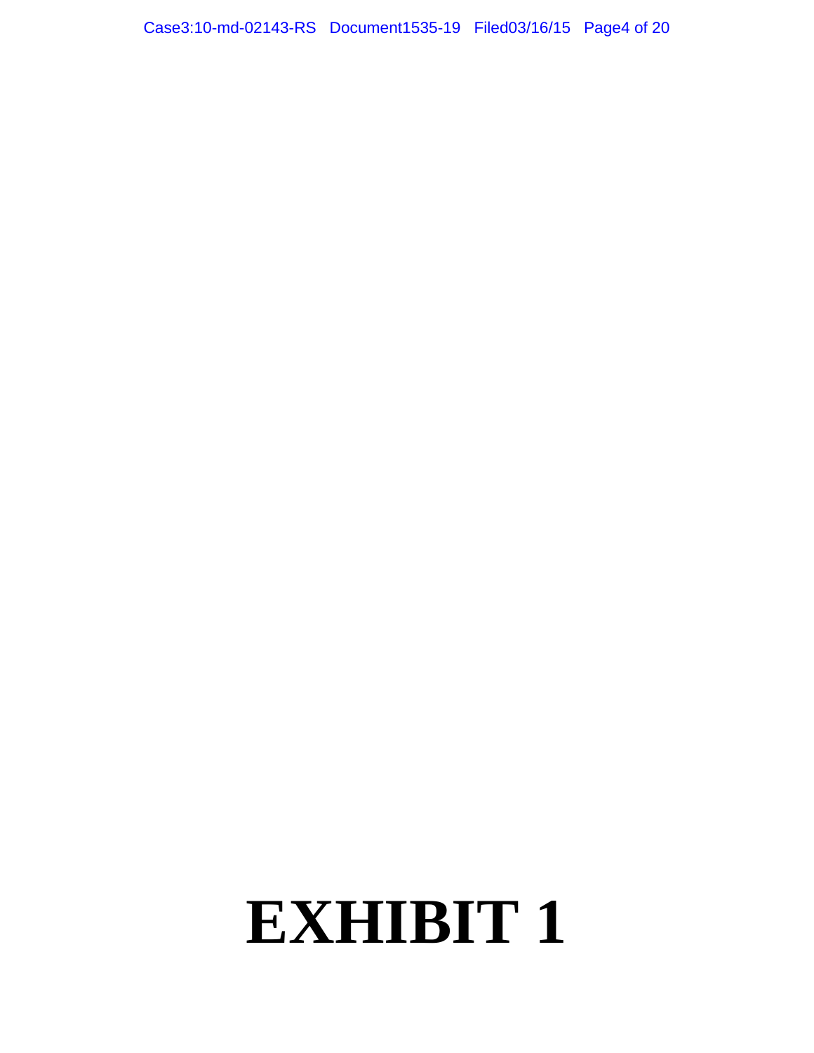# EXHIBIT 1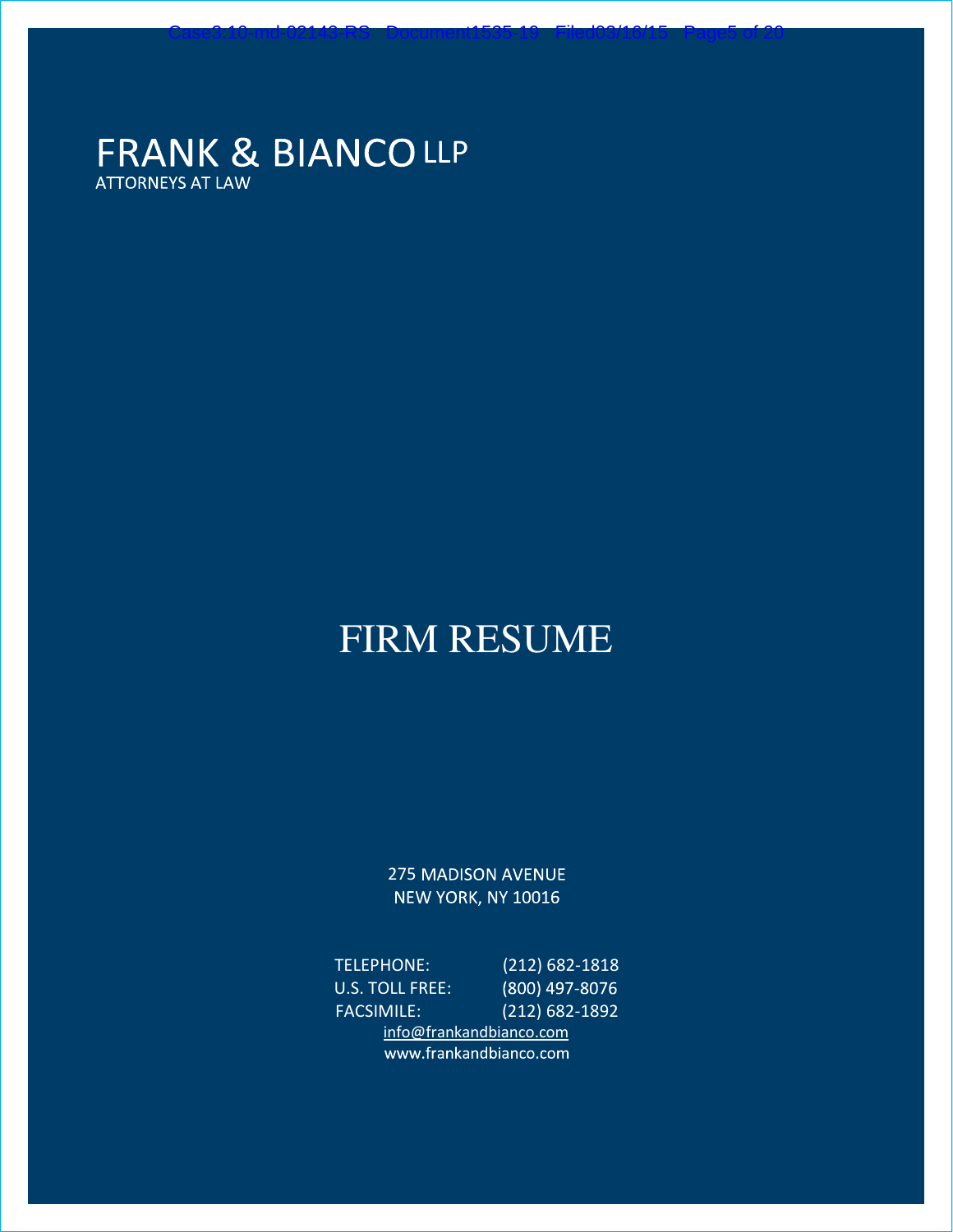# FRANK & BIANCO LLP

ATTORNEYS AT LAW

# FIRM RESUME

275 MADISON AVENUE
NEW YORK, NY 10016

TELEPHONE: (212) 682-1818
U.S. TOLL FREE: (800) 497-8076
FACSIMILE: (212) 682-1892
info@frankandbianco.com
www.frankandbianco.com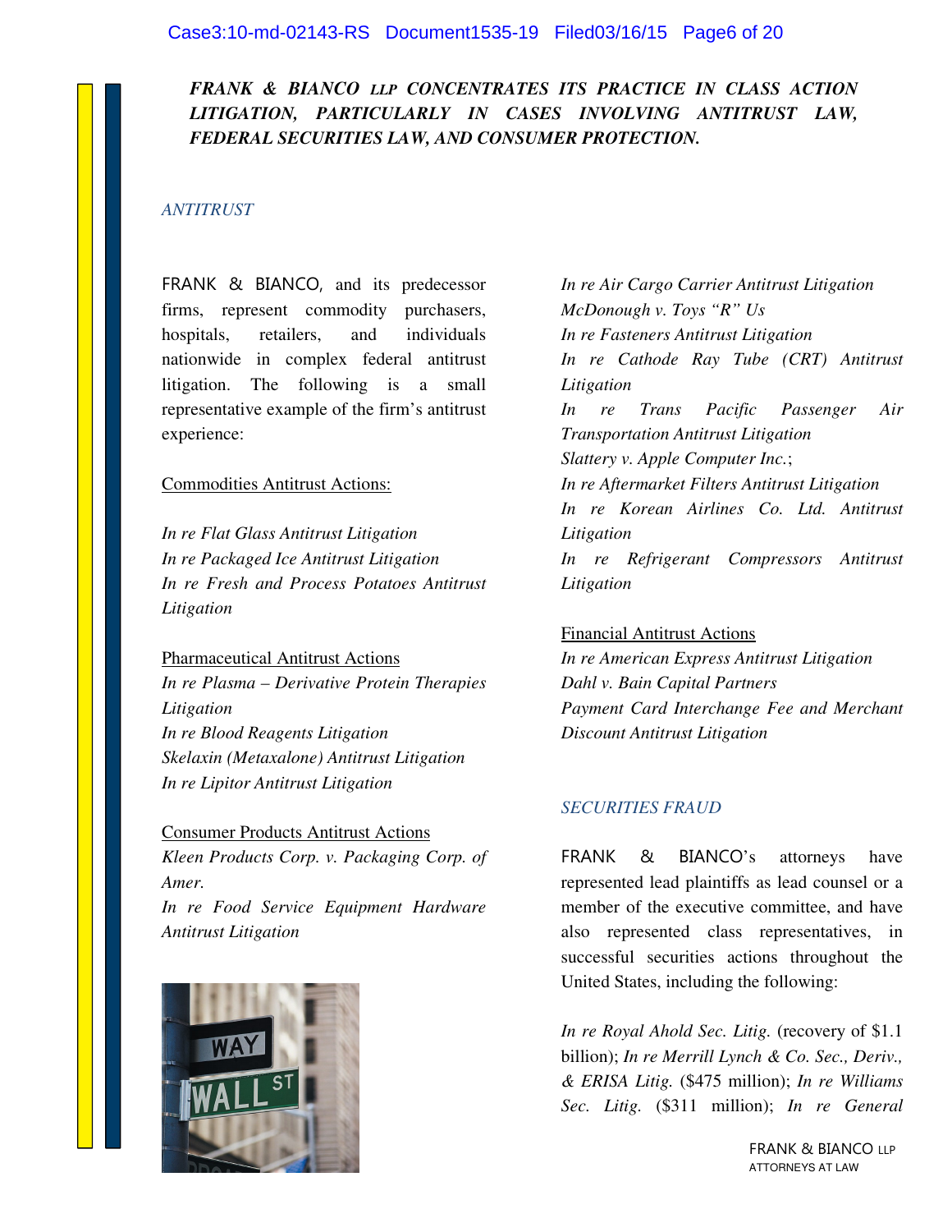***FRANK & BIANCO LLP CONCENTRATES ITS PRACTICE IN CLASS ACTION LITIGATION, PARTICULARLY IN CASES INVOLVING ANTITRUST LAW, FEDERAL SECURITIES LAW, AND CONSUMER PROTECTION.***

## *ANTITRUST*

FRANK & BIANCO, and its predecessor firms, represent commodity purchasers, hospitals, retailers, and individuals nationwide in complex federal antitrust litigation. The following is a small representative example of the firm's antitrust experience:

Commodities Antitrust Actions:

*In re Flat Glass Antitrust Litigation*
*In re Packaged Ice Antitrust Litigation*
*In re Fresh and Process Potatoes Antitrust Litigation*

Pharmaceutical Antitrust Actions
*In re Plasma – Derivative Protein Therapies Litigation*
*In re Blood Reagents Litigation*
*Skelaxin (Metaxalone) Antitrust Litigation*
*In re Lipitor Antitrust Litigation*

Consumer Products Antitrust Actions
*Kleen Products Corp. v. Packaging Corp. of Amer.*
*In re Food Service Equipment Hardware Antitrust Litigation*

*In re Air Cargo Carrier Antitrust Litigation*
*McDonough v. Toys "R" Us*
*In re Fasteners Antitrust Litigation*
*In re Cathode Ray Tube (CRT) Antitrust Litigation*
*In re Trans Pacific Passenger Air Transportation Antitrust Litigation*
*Slattery v. Apple Computer Inc.*;
*In re Aftermarket Filters Antitrust Litigation*
*In re Korean Airlines Co. Ltd. Antitrust Litigation*
*In re Refrigerant Compressors Antitrust Litigation*

Financial Antitrust Actions
*In re American Express Antitrust Litigation*
*Dahl v. Bain Capital Partners*
*Payment Card Interchange Fee and Merchant Discount Antitrust Litigation*

## *SECURITIES FRAUD*

FRANK & BIANCO's attorneys have represented lead plaintiffs as lead counsel or a member of the executive committee, and have also represented class representatives, in successful securities actions throughout the United States, including the following:

*In re Royal Ahold Sec. Litig.* (recovery of $1.1 billion); *In re Merrill Lynch & Co. Sec., Deriv., & ERISA Litig.* ($475 million); *In re Williams Sec. Litig.* ($311 million); *In re General*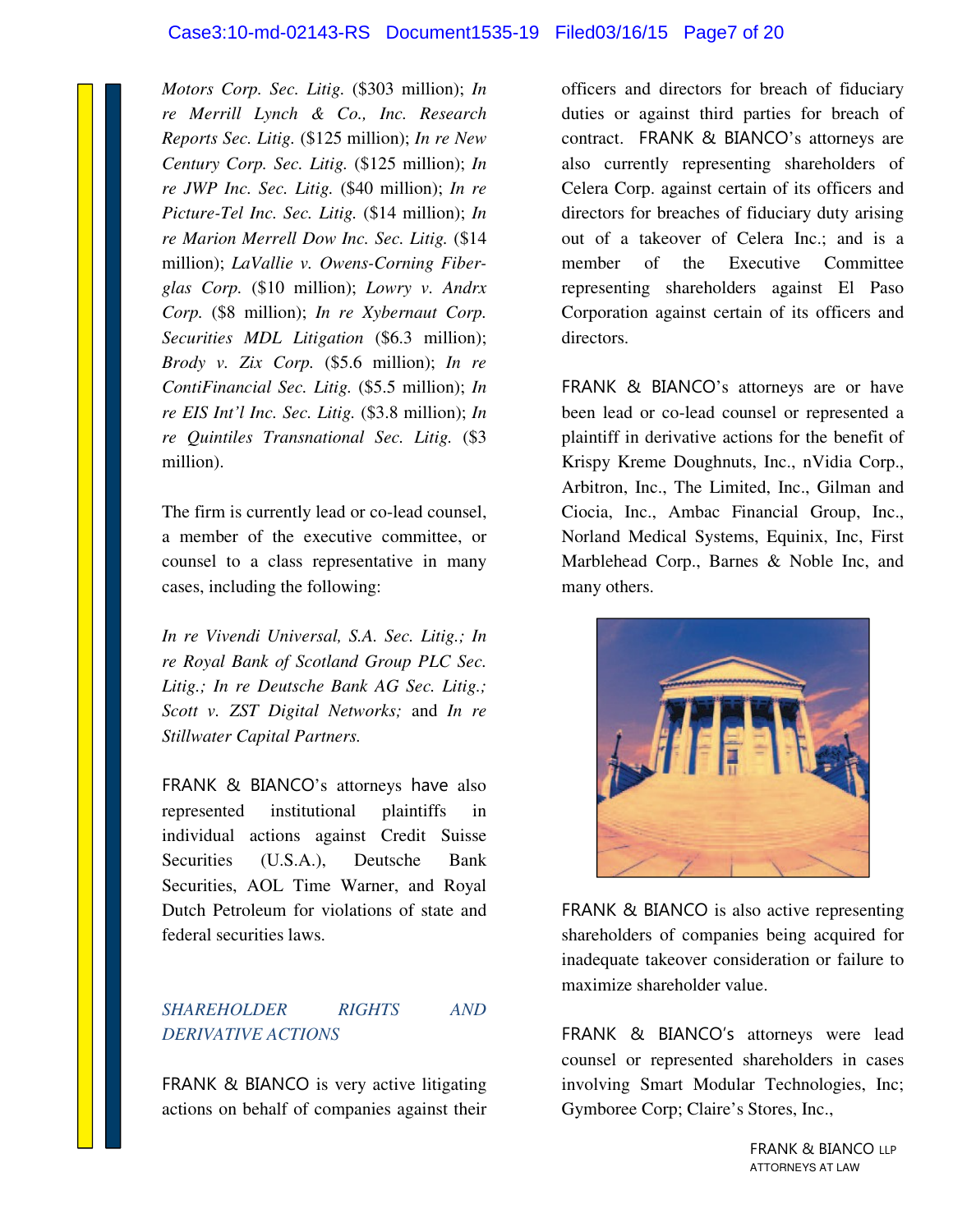*Motors Corp. Sec. Litig.* ($303 million); *In re Merrill Lynch & Co., Inc. Research Reports Sec. Litig.* ($125 million); *In re New Century Corp. Sec. Litig.* ($125 million); *In re JWP Inc. Sec. Litig.* ($40 million); *In re Picture-Tel Inc. Sec. Litig.* ($14 million); *In re Marion Merrell Dow Inc. Sec. Litig.* ($14 million); *LaVallie v. Owens-Corning Fiberglas Corp.* ($10 million); *Lowry v. Andrx Corp.* ($8 million); *In re Xybernaut Corp. Securities MDL Litigation* ($6.3 million); *Brody v. Zix Corp.* ($5.6 million); *In re ContiFinancial Sec. Litig.* ($5.5 million); *In re EIS Int'l Inc. Sec. Litig.* ($3.8 million); *In re Quintiles Transnational Sec. Litig.* ($3 million).

The firm is currently lead or co-lead counsel, a member of the executive committee, or counsel to a class representative in many cases, including the following:

*In re Vivendi Universal, S.A. Sec. Litig.; In re Royal Bank of Scotland Group PLC Sec. Litig.; In re Deutsche Bank AG Sec. Litig.; Scott v. ZST Digital Networks;* and *In re Stillwater Capital Partners.*

FRANK & BIANCO's attorneys have also represented institutional plaintiffs in individual actions against Credit Suisse Securities (U.S.A.), Deutsche Bank Securities, AOL Time Warner, and Royal Dutch Petroleum for violations of state and federal securities laws.

## *SHAREHOLDER RIGHTS AND DERIVATIVE ACTIONS*

FRANK & BIANCO is very active litigating actions on behalf of companies against their officers and directors for breach of fiduciary duties or against third parties for breach of contract. FRANK & BIANCO's attorneys are also currently representing shareholders of Celera Corp. against certain of its officers and directors for breaches of fiduciary duty arising out of a takeover of Celera Inc.; and is a member of the Executive Committee representing shareholders against El Paso Corporation against certain of its officers and directors.

FRANK & BIANCO's attorneys are or have been lead or co-lead counsel or represented a plaintiff in derivative actions for the benefit of Krispy Kreme Doughnuts, Inc., nVidia Corp., Arbitron, Inc., The Limited, Inc., Gilman and Ciocia, Inc., Ambac Financial Group, Inc., Norland Medical Systems, Equinix, Inc, First Marblehead Corp., Barnes & Noble Inc, and many others.

FRANK & BIANCO is also active representing shareholders of companies being acquired for inadequate takeover consideration or failure to maximize shareholder value.

FRANK & BIANCO's attorneys were lead counsel or represented shareholders in cases involving Smart Modular Technologies, Inc; Gymboree Corp; Claire's Stores, Inc.,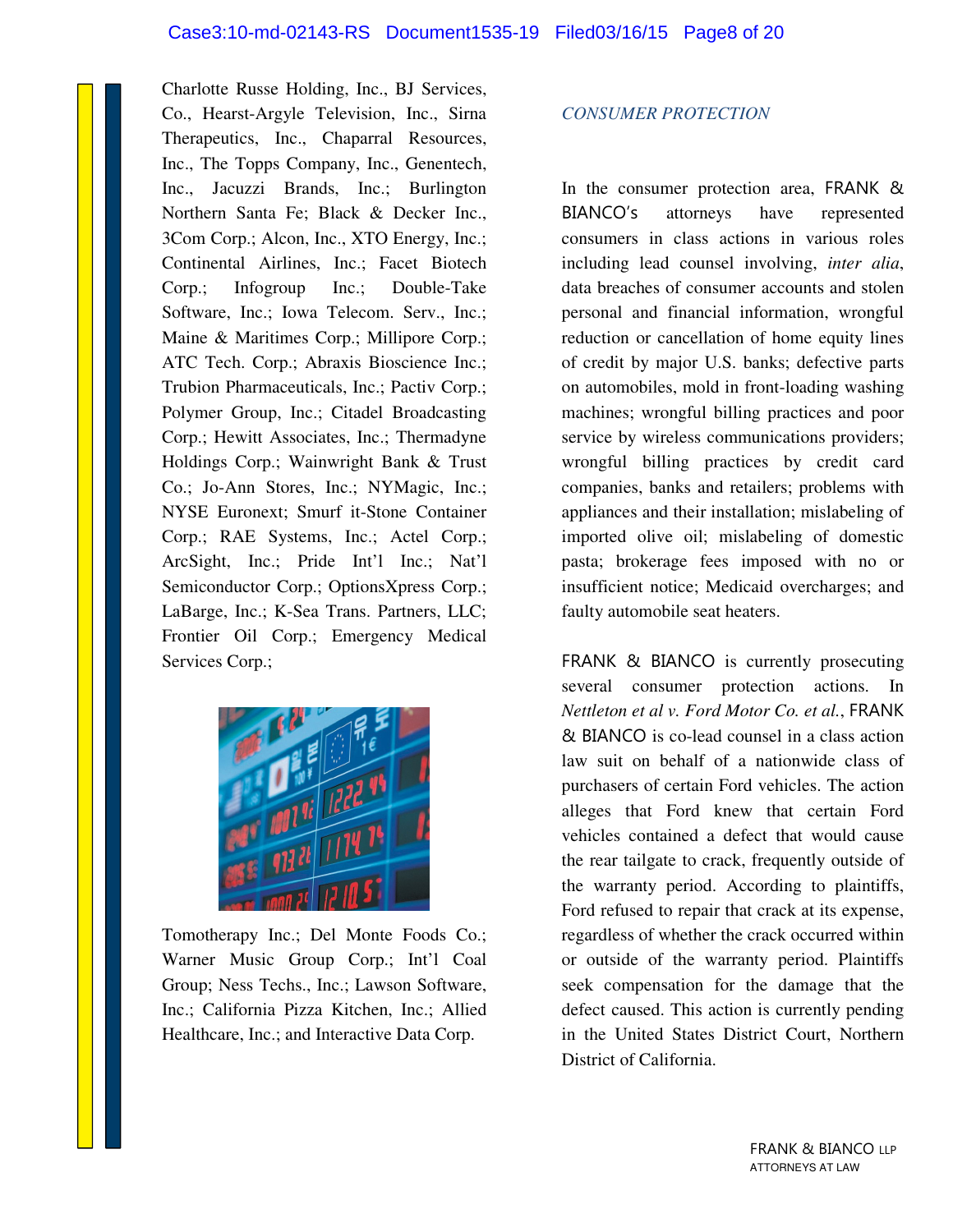Charlotte Russe Holding, Inc., BJ Services, Co., Hearst-Argyle Television, Inc., Sirna Therapeutics, Inc., Chaparral Resources, Inc., The Topps Company, Inc., Genentech, Inc., Jacuzzi Brands, Inc.; Burlington Northern Santa Fe; Black & Decker Inc., 3Com Corp.; Alcon, Inc., XTO Energy, Inc.; Continental Airlines, Inc.; Facet Biotech Corp.; Infogroup Inc.; Double-Take Software, Inc.; Iowa Telecom. Serv., Inc.; Maine & Maritimes Corp.; Millipore Corp.; ATC Tech. Corp.; Abraxis Bioscience Inc.; Trubion Pharmaceuticals, Inc.; Pactiv Corp.; Polymer Group, Inc.; Citadel Broadcasting Corp.; Hewitt Associates, Inc.; Thermadyne Holdings Corp.; Wainwright Bank & Trust Co.; Jo-Ann Stores, Inc.; NYMagic, Inc.; NYSE Euronext; Smurf it-Stone Container Corp.; RAE Systems, Inc.; Actel Corp.; ArcSight, Inc.; Pride Int'l Inc.; Nat'l Semiconductor Corp.; OptionsXpress Corp.; LaBarge, Inc.; K-Sea Trans. Partners, LLC; Frontier Oil Corp.; Emergency Medical Services Corp.; Tomotherapy Inc.; Del Monte Foods Co.; Warner Music Group Corp.; Int'l Coal Group; Ness Techs., Inc.; Lawson Software, Inc.; California Pizza Kitchen, Inc.; Allied Healthcare, Inc.; and Interactive Data Corp.

## *CONSUMER PROTECTION*

In the consumer protection area, FRANK & BIANCO's attorneys have represented consumers in class actions in various roles including lead counsel involving, *inter alia*, data breaches of consumer accounts and stolen personal and financial information, wrongful reduction or cancellation of home equity lines of credit by major U.S. banks; defective parts on automobiles, mold in front-loading washing machines; wrongful billing practices and poor service by wireless communications providers; wrongful billing practices by credit card companies, banks and retailers; problems with appliances and their installation; mislabeling of imported olive oil; mislabeling of domestic pasta; brokerage fees imposed with no or insufficient notice; Medicaid overcharges; and faulty automobile seat heaters.

FRANK & BIANCO is currently prosecuting several consumer protection actions. In *Nettleton et al v. Ford Motor Co. et al.*, FRANK & BIANCO is co-lead counsel in a class action law suit on behalf of a nationwide class of purchasers of certain Ford vehicles. The action alleges that Ford knew that certain Ford vehicles contained a defect that would cause the rear tailgate to crack, frequently outside of the warranty period. According to plaintiffs, Ford refused to repair that crack at its expense, regardless of whether the crack occurred within or outside of the warranty period. Plaintiffs seek compensation for the damage that the defect caused. This action is currently pending in the United States District Court, Northern District of California.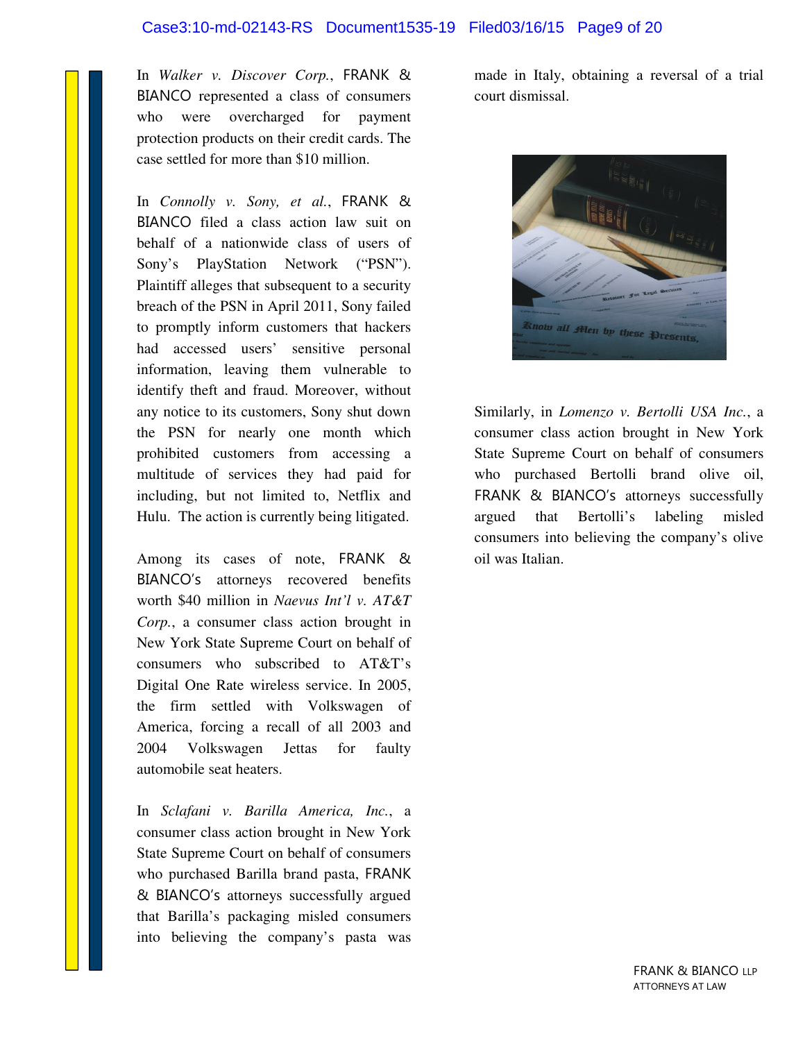In *Walker v. Discover Corp.*, FRANK & BIANCO represented a class of consumers who were overcharged for payment protection products on their credit cards. The case settled for more than $10 million.

In *Connolly v. Sony, et al.*, FRANK & BIANCO filed a class action law suit on behalf of a nationwide class of users of Sony's PlayStation Network ("PSN"). Plaintiff alleges that subsequent to a security breach of the PSN in April 2011, Sony failed to promptly inform customers that hackers had accessed users' sensitive personal information, leaving them vulnerable to identify theft and fraud. Moreover, without any notice to its customers, Sony shut down the PSN for nearly one month which prohibited customers from accessing a multitude of services they had paid for including, but not limited to, Netflix and Hulu. The action is currently being litigated.

Among its cases of note, FRANK & BIANCO's attorneys recovered benefits worth $40 million in *Naevus Int'l v. AT&T Corp.*, a consumer class action brought in New York State Supreme Court on behalf of consumers who subscribed to AT&T's Digital One Rate wireless service. In 2005, the firm settled with Volkswagen of America, forcing a recall of all 2003 and 2004 Volkswagen Jettas for faulty automobile seat heaters.

In *Sclafani v. Barilla America, Inc.*, a consumer class action brought in New York State Supreme Court on behalf of consumers who purchased Barilla brand pasta, FRANK & BIANCO's attorneys successfully argued that Barilla's packaging misled consumers into believing the company's pasta was made in Italy, obtaining a reversal of a trial court dismissal.

Similarly, in *Lomenzo v. Bertolli USA Inc.*, a consumer class action brought in New York State Supreme Court on behalf of consumers who purchased Bertolli brand olive oil, FRANK & BIANCO's attorneys successfully argued that Bertolli's labeling misled consumers into believing the company's olive oil was Italian.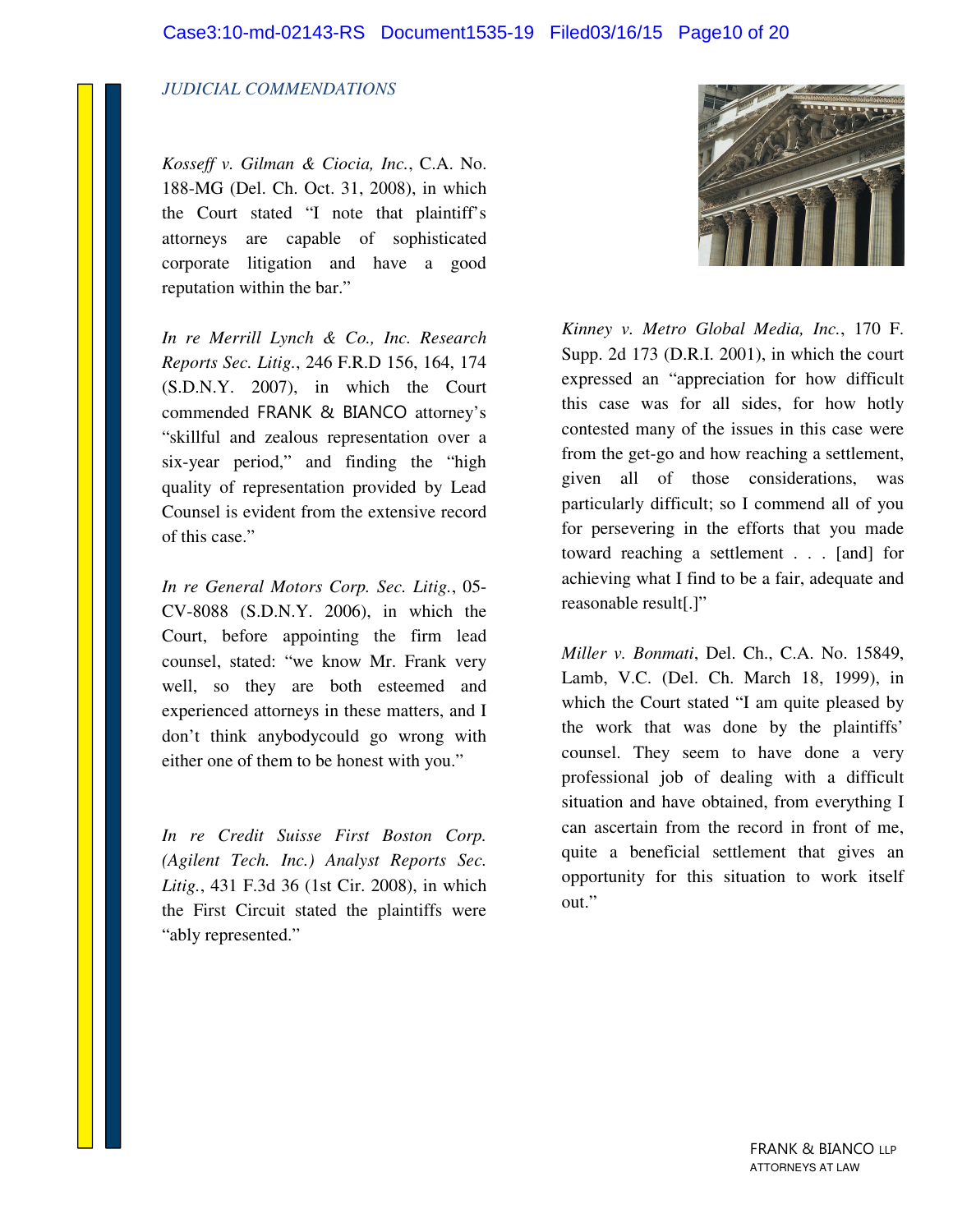*JUDICIAL COMMENDATIONS*

*Kosseff v. Gilman & Ciocia, Inc.*, C.A. No. 188-MG (Del. Ch. Oct. 31, 2008), in which the Court stated "I note that plaintiff's attorneys are capable of sophisticated corporate litigation and have a good reputation within the bar."

*In re Merrill Lynch & Co., Inc. Research Reports Sec. Litig.*, 246 F.R.D 156, 164, 174 (S.D.N.Y. 2007), in which the Court commended FRANK & BIANCO attorney's "skillful and zealous representation over a six-year period," and finding the "high quality of representation provided by Lead Counsel is evident from the extensive record of this case."

*In re General Motors Corp. Sec. Litig.*, 05-CV-8088 (S.D.N.Y. 2006), in which the Court, before appointing the firm lead counsel, stated: "we know Mr. Frank very well, so they are both esteemed and experienced attorneys in these matters, and I don't think anybodycould go wrong with either one of them to be honest with you."

*In re Credit Suisse First Boston Corp. (Agilent Tech. Inc.) Analyst Reports Sec. Litig.*, 431 F.3d 36 (1st Cir. 2008), in which the First Circuit stated the plaintiffs were "ably represented."

*Kinney v. Metro Global Media, Inc.*, 170 F. Supp. 2d 173 (D.R.I. 2001), in which the court expressed an "appreciation for how difficult this case was for all sides, for how hotly contested many of the issues in this case were from the get-go and how reaching a settlement, given all of those considerations, was particularly difficult; so I commend all of you for persevering in the efforts that you made toward reaching a settlement . . . [and] for achieving what I find to be a fair, adequate and reasonable result[.]"

*Miller v. Bonmati*, Del. Ch., C.A. No. 15849, Lamb, V.C. (Del. Ch. March 18, 1999), in which the Court stated "I am quite pleased by the work that was done by the plaintiffs' counsel. They seem to have done a very professional job of dealing with a difficult situation and have obtained, from everything I can ascertain from the record in front of me, quite a beneficial settlement that gives an opportunity for this situation to work itself out."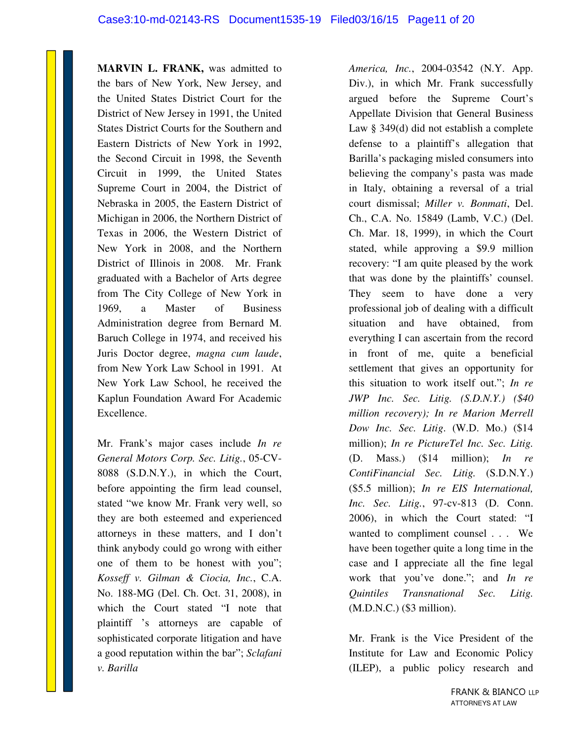**MARVIN L. FRANK,** was admitted to the bars of New York, New Jersey, and the United States District Court for the District of New Jersey in 1991, the United States District Courts for the Southern and Eastern Districts of New York in 1992, the Second Circuit in 1998, the Seventh Circuit in 1999, the United States Supreme Court in 2004, the District of Nebraska in 2005, the Eastern District of Michigan in 2006, the Northern District of Texas in 2006, the Western District of New York in 2008, and the Northern District of Illinois in 2008. Mr. Frank graduated with a Bachelor of Arts degree from The City College of New York in 1969, a Master of Business Administration degree from Bernard M. Baruch College in 1974, and received his Juris Doctor degree, *magna cum laude*, from New York Law School in 1991. At New York Law School, he received the Kaplun Foundation Award For Academic Excellence.

Mr. Frank's major cases include *In re General Motors Corp. Sec. Litig.*, 05-CV-8088 (S.D.N.Y.), in which the Court, before appointing the firm lead counsel, stated "we know Mr. Frank very well, so they are both esteemed and experienced attorneys in these matters, and I don't think anybody could go wrong with either one of them to be honest with you"; *Kosseff v. Gilman & Ciocia, Inc.*, C.A. No. 188-MG (Del. Ch. Oct. 31, 2008), in which the Court stated "I note that plaintiff 's attorneys are capable of sophisticated corporate litigation and have a good reputation within the bar"; *Sclafani v. Barilla America, Inc.*, 2004-03542 (N.Y. App. Div.), in which Mr. Frank successfully argued before the Supreme Court's Appellate Division that General Business Law § 349(d) did not establish a complete defense to a plaintiff's allegation that Barilla's packaging misled consumers into believing the company's pasta was made in Italy, obtaining a reversal of a trial court dismissal; *Miller v. Bonmati*, Del. Ch., C.A. No. 15849 (Lamb, V.C.) (Del. Ch. Mar. 18, 1999), in which the Court stated, while approving a $9.9 million recovery: "I am quite pleased by the work that was done by the plaintiffs' counsel. They seem to have done a very professional job of dealing with a difficult situation and have obtained, from everything I can ascertain from the record in front of me, quite a beneficial settlement that gives an opportunity for this situation to work itself out."; *In re JWP Inc. Sec. Litig. (S.D.N.Y.) ($40 million recovery); In re Marion Merrell Dow Inc. Sec. Litig*. (W.D. Mo.) ($14 million); *In re PictureTel Inc. Sec. Litig.* (D. Mass.) ($14 million); *In re ContiFinancial Sec. Litig.* (S.D.N.Y.) ($5.5 million); *In re EIS International, Inc. Sec. Litig.*, 97-cv-813 (D. Conn. 2006), in which the Court stated: "I wanted to compliment counsel . . . We have been together quite a long time in the case and I appreciate all the fine legal work that you've done."; and *In re Quintiles Transnational Sec. Litig.* (M.D.N.C.) ($3 million).

Mr. Frank is the Vice President of the Institute for Law and Economic Policy (ILEP), a public policy research and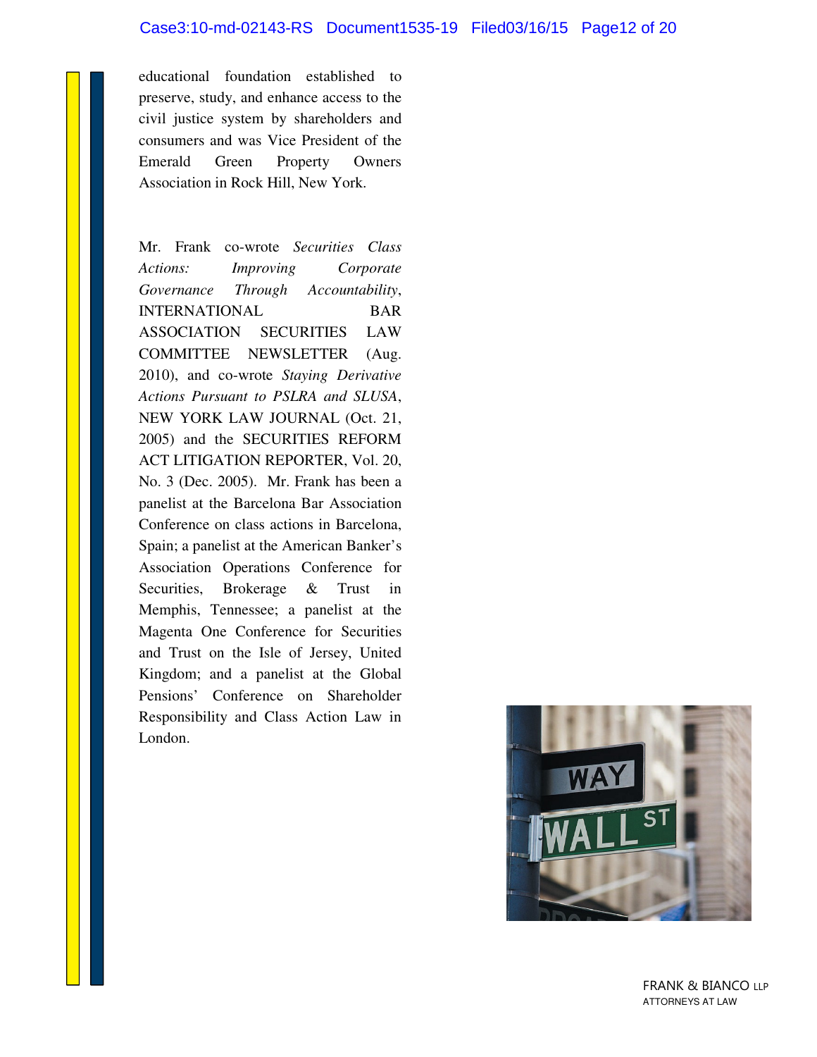educational foundation established to preserve, study, and enhance access to the civil justice system by shareholders and consumers and was Vice President of the Emerald Green Property Owners Association in Rock Hill, New York.

Mr. Frank co-wrote *Securities Class Actions: Improving Corporate Governance Through Accountability*, INTERNATIONAL BAR ASSOCIATION SECURITIES LAW COMMITTEE NEWSLETTER (Aug. 2010), and co-wrote *Staying Derivative Actions Pursuant to PSLRA and SLUSA*, NEW YORK LAW JOURNAL (Oct. 21, 2005) and the SECURITIES REFORM ACT LITIGATION REPORTER, Vol. 20, No. 3 (Dec. 2005). Mr. Frank has been a panelist at the Barcelona Bar Association Conference on class actions in Barcelona, Spain; a panelist at the American Banker's Association Operations Conference for Securities, Brokerage & Trust in Memphis, Tennessee; a panelist at the Magenta One Conference for Securities and Trust on the Isle of Jersey, United Kingdom; and a panelist at the Global Pensions' Conference on Shareholder Responsibility and Class Action Law in London.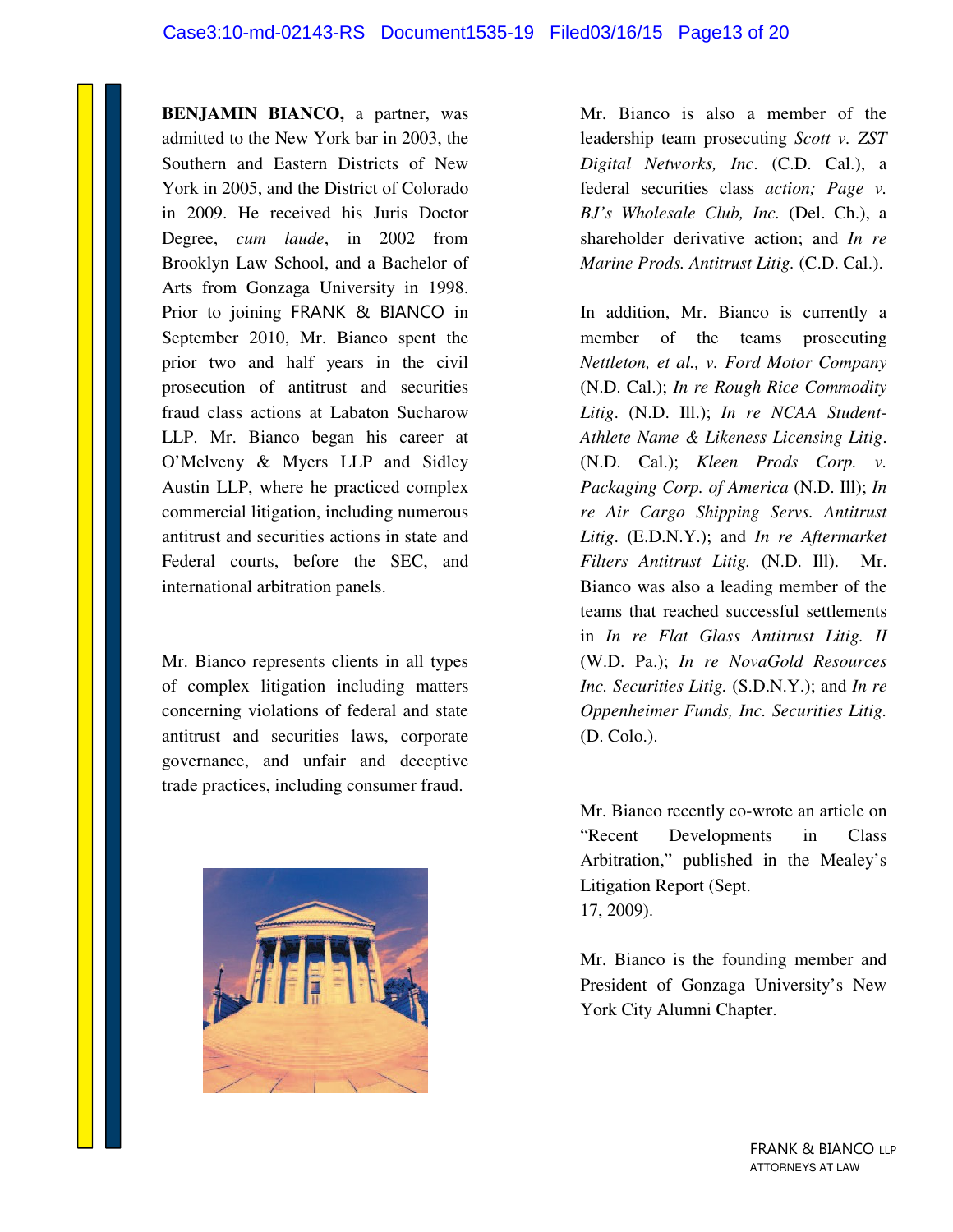**BENJAMIN BIANCO,** a partner, was admitted to the New York bar in 2003, the Southern and Eastern Districts of New York in 2005, and the District of Colorado in 2009. He received his Juris Doctor Degree, *cum laude*, in 2002 from Brooklyn Law School, and a Bachelor of Arts from Gonzaga University in 1998. Prior to joining FRANK & BIANCO in September 2010, Mr. Bianco spent the prior two and half years in the civil prosecution of antitrust and securities fraud class actions at Labaton Sucharow LLP. Mr. Bianco began his career at O'Melveny & Myers LLP and Sidley Austin LLP, where he practiced complex commercial litigation, including numerous antitrust and securities actions in state and Federal courts, before the SEC, and international arbitration panels.

Mr. Bianco represents clients in all types of complex litigation including matters concerning violations of federal and state antitrust and securities laws, corporate governance, and unfair and deceptive trade practices, including consumer fraud.

Mr. Bianco is also a member of the leadership team prosecuting *Scott v. ZST Digital Networks, Inc*. (C.D. Cal.), a federal securities class *action; Page v. BJ's Wholesale Club, Inc.* (Del. Ch.), a shareholder derivative action; and *In re Marine Prods. Antitrust Litig.* (C.D. Cal.).

In addition, Mr. Bianco is currently a member of the teams prosecuting *Nettleton, et al., v. Ford Motor Company* (N.D. Cal.); *In re Rough Rice Commodity Litig*. (N.D. Ill.); *In re NCAA Student-Athlete Name & Likeness Licensing Litig*. (N.D. Cal.); *Kleen Prods Corp. v. Packaging Corp. of America* (N.D. Ill); *In re Air Cargo Shipping Servs. Antitrust Litig*. (E.D.N.Y.); and *In re Aftermarket Filters Antitrust Litig.* (N.D. Ill). Mr. Bianco was also a leading member of the teams that reached successful settlements in *In re Flat Glass Antitrust Litig. II* (W.D. Pa.); *In re NovaGold Resources Inc. Securities Litig.* (S.D.N.Y.); and *In re Oppenheimer Funds, Inc. Securities Litig.* (D. Colo.).

Mr. Bianco recently co-wrote an article on "Recent Developments in Class Arbitration," published in the Mealey's Litigation Report (Sept. 17, 2009).

Mr. Bianco is the founding member and President of Gonzaga University's New York City Alumni Chapter.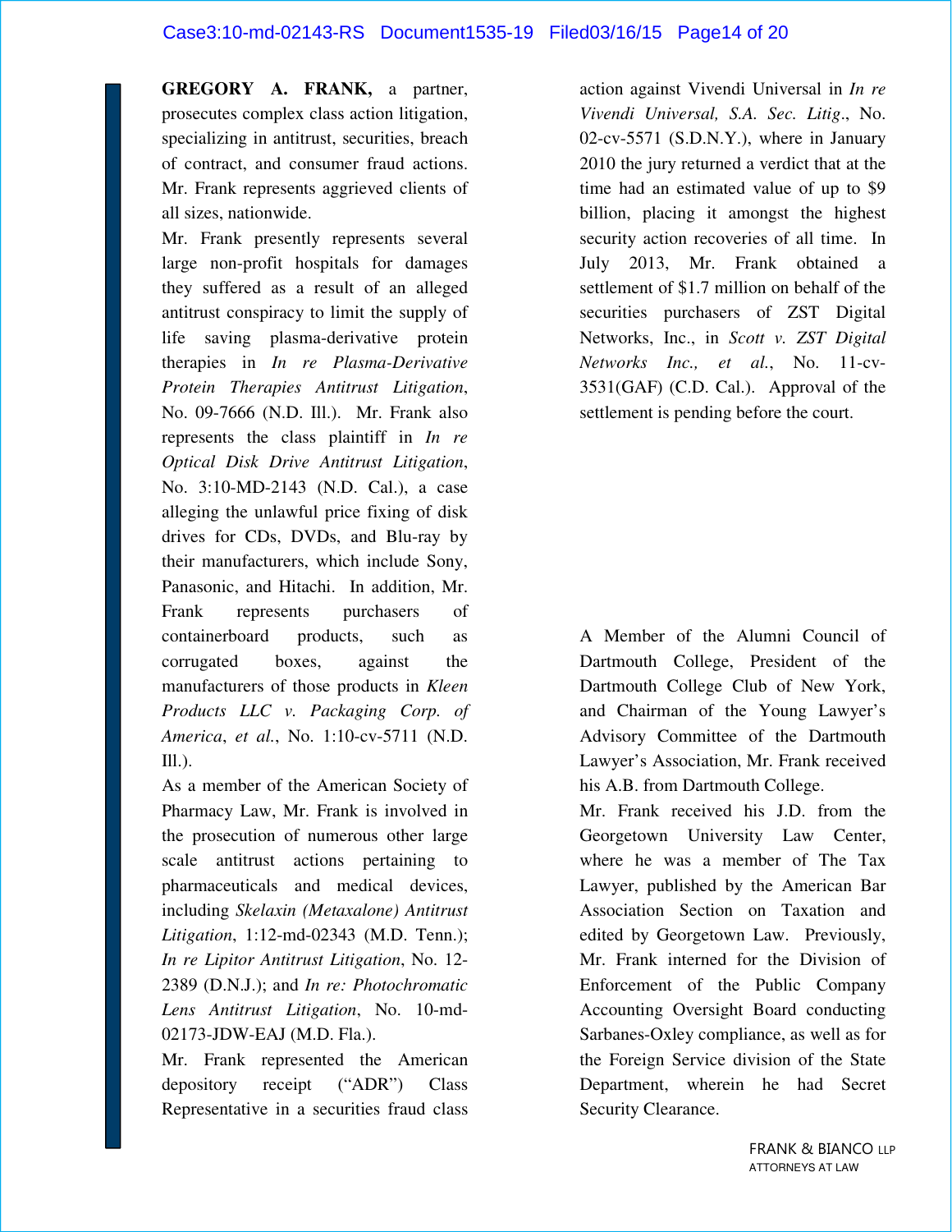**GREGORY A. FRANK,** a partner, prosecutes complex class action litigation, specializing in antitrust, securities, breach of contract, and consumer fraud actions. Mr. Frank represents aggrieved clients of all sizes, nationwide.

Mr. Frank presently represents several large non-profit hospitals for damages they suffered as a result of an alleged antitrust conspiracy to limit the supply of life saving plasma-derivative protein therapies in *In re Plasma-Derivative Protein Therapies Antitrust Litigation*, No. 09-7666 (N.D. Ill.). Mr. Frank also represents the class plaintiff in *In re Optical Disk Drive Antitrust Litigation*, No. 3:10-MD-2143 (N.D. Cal.), a case alleging the unlawful price fixing of disk drives for CDs, DVDs, and Blu-ray by their manufacturers, which include Sony, Panasonic, and Hitachi. In addition, Mr. Frank represents purchasers of containerboard products, such as corrugated boxes, against the manufacturers of those products in *Kleen Products LLC v. Packaging Corp. of America, et al.*, No. 1:10-cv-5711 (N.D. Ill.).

As a member of the American Society of Pharmacy Law, Mr. Frank is involved in the prosecution of numerous other large scale antitrust actions pertaining to pharmaceuticals and medical devices, including *Skelaxin (Metaxalone) Antitrust Litigation*, 1:12-md-02343 (M.D. Tenn.); *In re Lipitor Antitrust Litigation*, No. 12-2389 (D.N.J.); and *In re: Photochromatic Lens Antitrust Litigation*, No. 10-md-02173-JDW-EAJ (M.D. Fla.).

Mr. Frank represented the American depository receipt ("ADR") Class Representative in a securities fraud class action against Vivendi Universal in *In re Vivendi Universal, S.A. Sec. Litig*., No. 02-cv-5571 (S.D.N.Y.), where in January 2010 the jury returned a verdict that at the time had an estimated value of up to $9 billion, placing it amongst the highest security action recoveries of all time. In July 2013, Mr. Frank obtained a settlement of $1.7 million on behalf of the securities purchasers of ZST Digital Networks, Inc., in *Scott v. ZST Digital Networks Inc., et al.*, No. 11-cv-3531(GAF) (C.D. Cal.). Approval of the settlement is pending before the court.

A Member of the Alumni Council of Dartmouth College, President of the Dartmouth College Club of New York, and Chairman of the Young Lawyer's Advisory Committee of the Dartmouth Lawyer's Association, Mr. Frank received his A.B. from Dartmouth College.

Mr. Frank received his J.D. from the Georgetown University Law Center, where he was a member of The Tax Lawyer, published by the American Bar Association Section on Taxation and edited by Georgetown Law. Previously, Mr. Frank interned for the Division of Enforcement of the Public Company Accounting Oversight Board conducting Sarbanes-Oxley compliance, as well as for the Foreign Service division of the State Department, wherein he had Secret Security Clearance.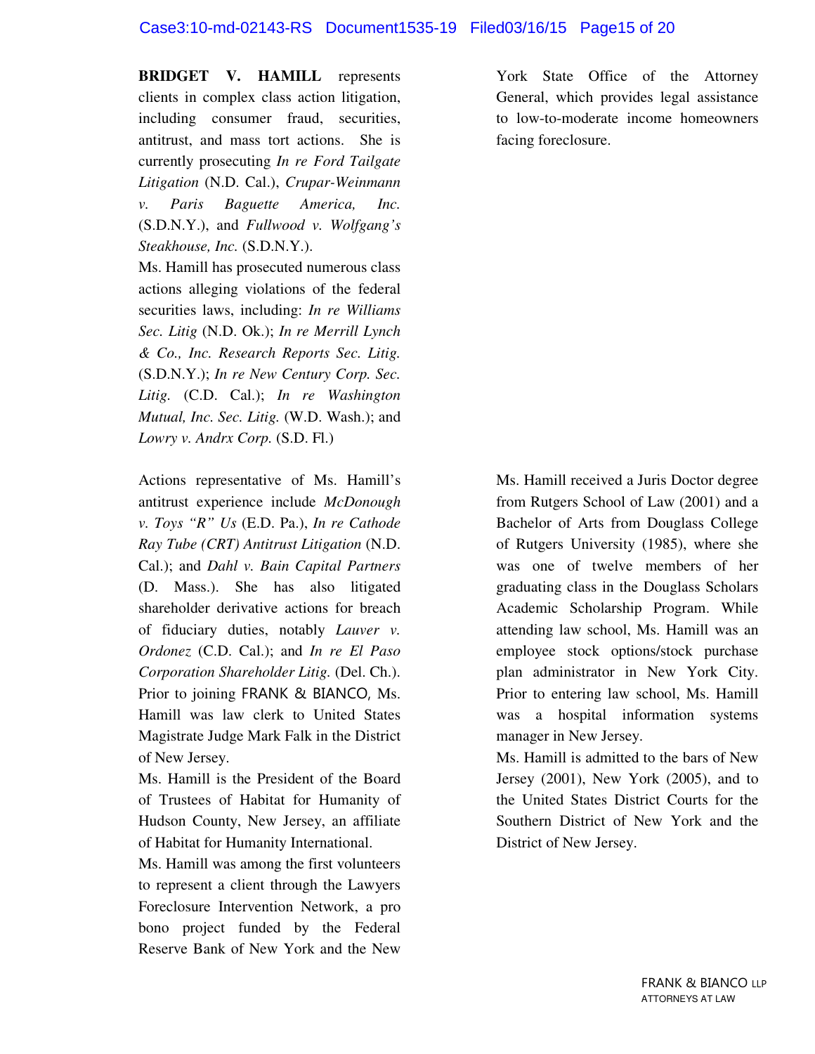**BRIDGET V. HAMILL** represents clients in complex class action litigation, including consumer fraud, securities, antitrust, and mass tort actions. She is currently prosecuting *In re Ford Tailgate Litigation* (N.D. Cal.), *Crupar-Weinmann v. Paris Baguette America, Inc.* (S.D.N.Y.), and *Fullwood v. Wolfgang's Steakhouse, Inc.* (S.D.N.Y.).

Ms. Hamill has prosecuted numerous class actions alleging violations of the federal securities laws, including: *In re Williams Sec. Litig* (N.D. Ok.); *In re Merrill Lynch & Co., Inc. Research Reports Sec. Litig.* (S.D.N.Y.); *In re New Century Corp. Sec. Litig.* (C.D. Cal.); *In re Washington Mutual, Inc. Sec. Litig.* (W.D. Wash.); and *Lowry v. Andrx Corp.* (S.D. Fl.)

Actions representative of Ms. Hamill's antitrust experience include *McDonough v. Toys "R" Us* (E.D. Pa.), *In re Cathode Ray Tube (CRT) Antitrust Litigation* (N.D. Cal.); and *Dahl v. Bain Capital Partners* (D. Mass.). She has also litigated shareholder derivative actions for breach of fiduciary duties, notably *Lauver v. Ordonez* (C.D. Cal.); and *In re El Paso Corporation Shareholder Litig.* (Del. Ch.). Prior to joining FRANK & BIANCO, Ms. Hamill was law clerk to United States Magistrate Judge Mark Falk in the District of New Jersey.

Ms. Hamill is the President of the Board of Trustees of Habitat for Humanity of Hudson County, New Jersey, an affiliate of Habitat for Humanity International.

Ms. Hamill was among the first volunteers to represent a client through the Lawyers Foreclosure Intervention Network, a pro bono project funded by the Federal Reserve Bank of New York and the New York State Office of the Attorney General, which provides legal assistance to low-to-moderate income homeowners facing foreclosure.

Ms. Hamill received a Juris Doctor degree from Rutgers School of Law (2001) and a Bachelor of Arts from Douglass College of Rutgers University (1985), where she was one of twelve members of her graduating class in the Douglass Scholars Academic Scholarship Program. While attending law school, Ms. Hamill was an employee stock options/stock purchase plan administrator in New York City. Prior to entering law school, Ms. Hamill was a hospital information systems manager in New Jersey.

Ms. Hamill is admitted to the bars of New Jersey (2001), New York (2005), and to the United States District Courts for the Southern District of New York and the District of New Jersey.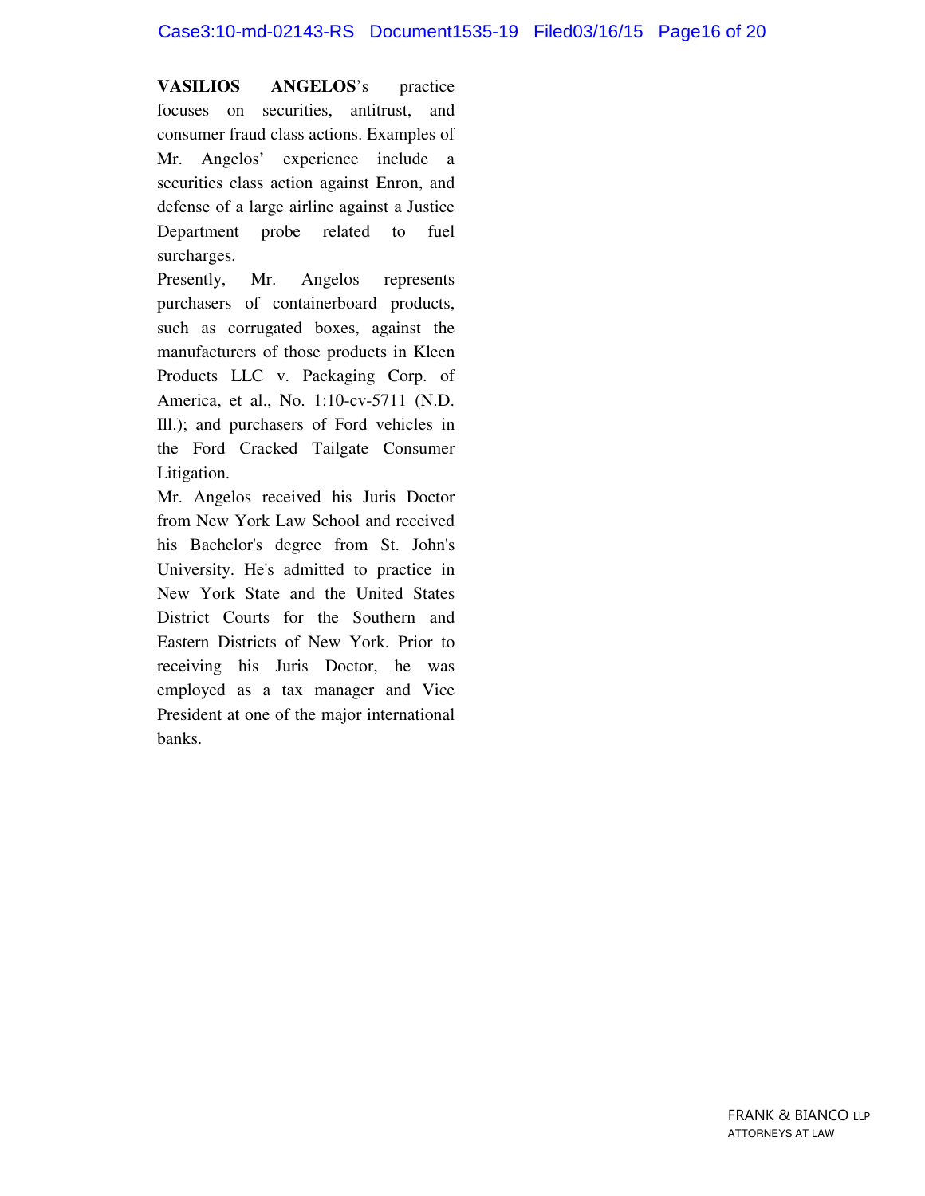**VASILIOS ANGELOS**'s practice focuses on securities, antitrust, and consumer fraud class actions. Examples of Mr. Angelos' experience include a securities class action against Enron, and defense of a large airline against a Justice Department probe related to fuel surcharges.

Presently, Mr. Angelos represents purchasers of containerboard products, such as corrugated boxes, against the manufacturers of those products in Kleen Products LLC v. Packaging Corp. of America, et al., No. 1:10-cv-5711 (N.D. Ill.); and purchasers of Ford vehicles in the Ford Cracked Tailgate Consumer Litigation.

Mr. Angelos received his Juris Doctor from New York Law School and received his Bachelor's degree from St. John's University. He's admitted to practice in New York State and the United States District Courts for the Southern and Eastern Districts of New York. Prior to receiving his Juris Doctor, he was employed as a tax manager and Vice President at one of the major international banks.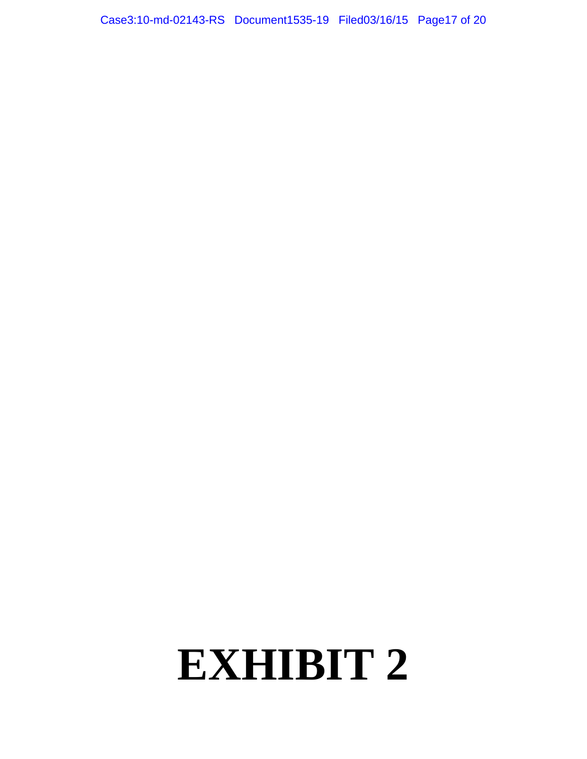# EXHIBIT 2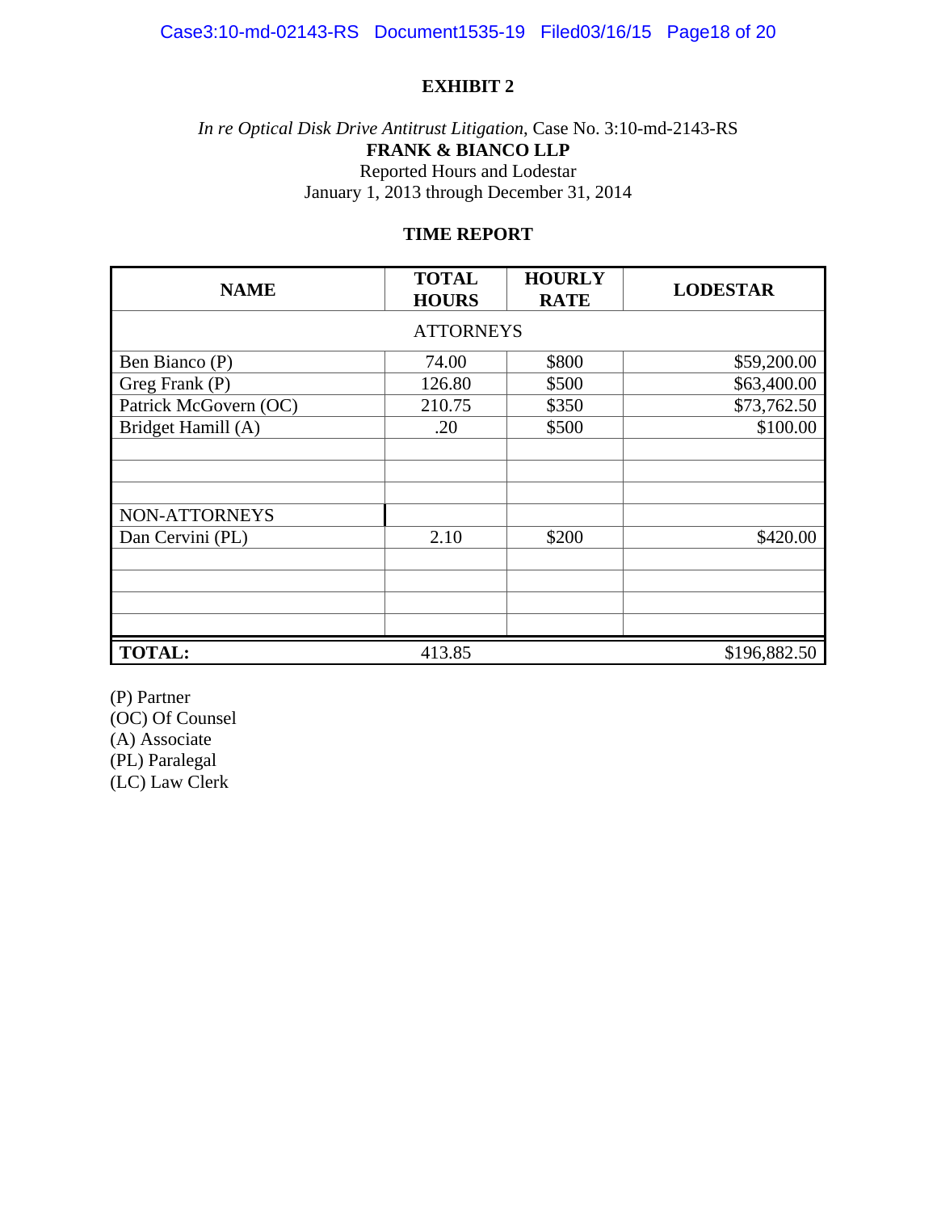**EXHIBIT 2**

*In re Optical Disk Drive Antitrust Litigation*, Case No. 3:10-md-2143-RS
**FRANK & BIANCO LLP**
Reported Hours and Lodestar
January 1, 2013 through December 31, 2014

**TIME REPORT**

| NAME | TOTAL HOURS | HOURLY RATE | LODESTAR |
|---|---|---|---|
| ATTORNEYS | | | |
| Ben Bianco (P) | 74.00 | $800 | $59,200.00 |
| Greg Frank (P) | 126.80 | $500 | $63,400.00 |
| Patrick McGovern (OC) | 210.75 | $350 | $73,762.50 |
| Bridget Hamill (A) | .20 | $500 | $100.00 |
| | | | |
| | | | |
| | | | |
| NON-ATTORNEYS | | | |
| Dan Cervini (PL) | 2.10 | $200 | $420.00 |
| | | | |
| | | | |
| | | | |
| | | | |
| **TOTAL:** | 413.85 | | $196,882.50 |

(P) Partner
(OC) Of Counsel
(A) Associate
(PL) Paralegal
(LC) Law Clerk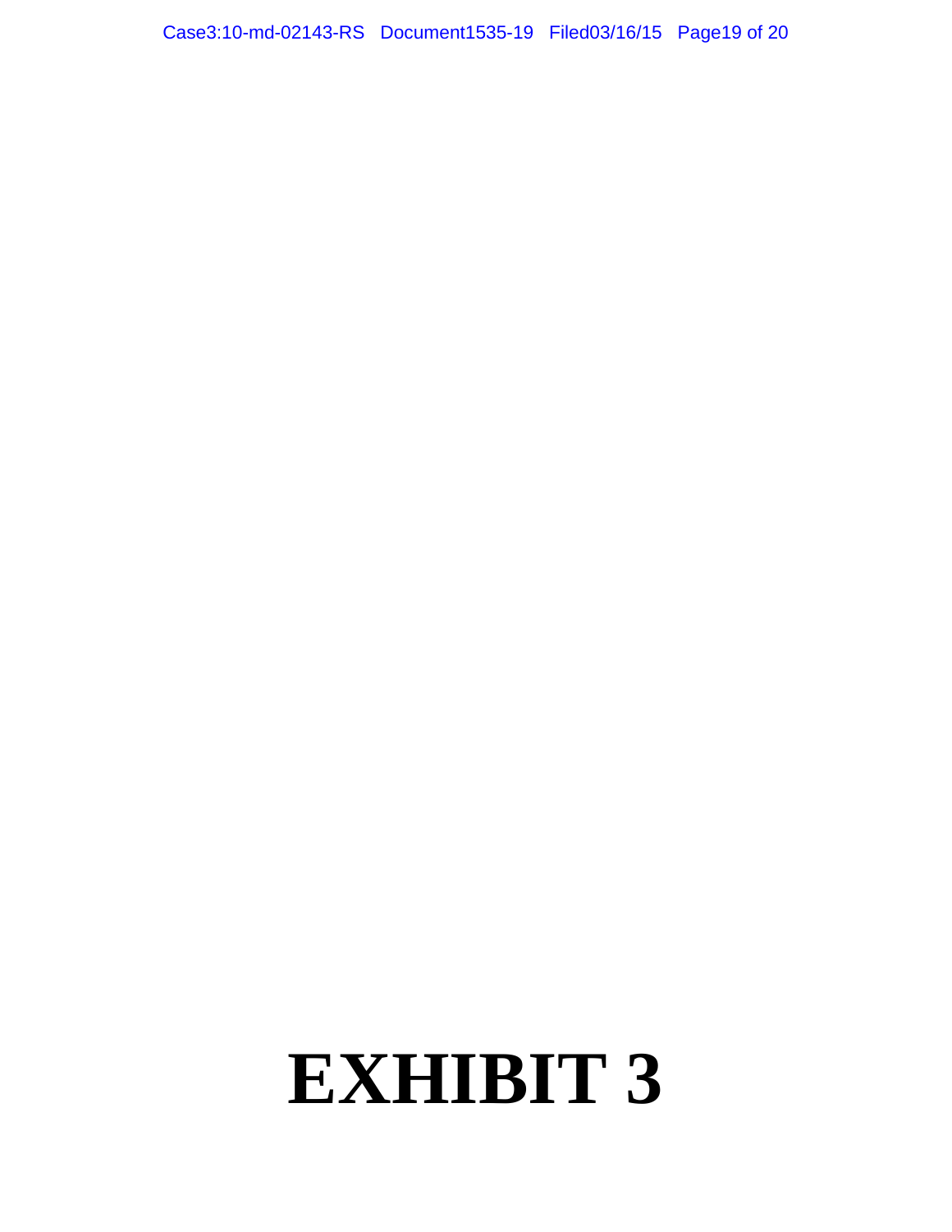# EXHIBIT 3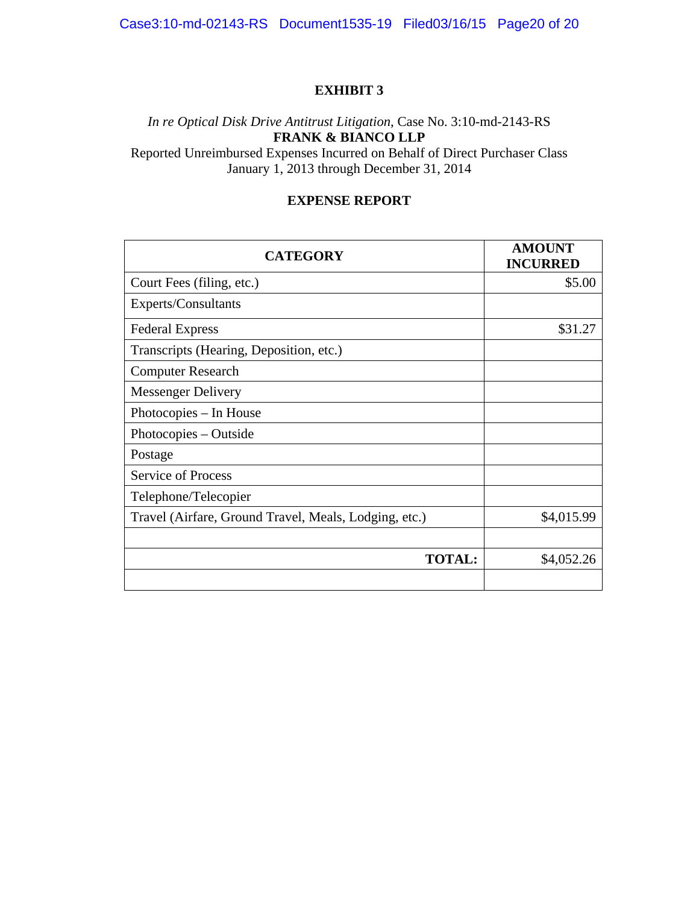# EXHIBIT 3

*In re Optical Disk Drive Antitrust Litigation*, Case No. 3:10-md-2143-RS
**FRANK & BIANCO LLP**
Reported Unreimbursed Expenses Incurred on Behalf of Direct Purchaser Class
January 1, 2013 through December 31, 2014

## EXPENSE REPORT

| CATEGORY | AMOUNT INCURRED |
|---|---|
| Court Fees (filing, etc.) | $5.00 |
| Experts/Consultants | |
| Federal Express | $31.27 |
| Transcripts (Hearing, Deposition, etc.) | |
| Computer Research | |
| Messenger Delivery | |
| Photocopies – In House | |
| Photocopies – Outside | |
| Postage | |
| Service of Process | |
| Telephone/Telecopier | |
| Travel (Airfare, Ground Travel, Meals, Lodging, etc.) | $4,015.99 |
| | |
| **TOTAL:** | $4,052.26 |
| | |